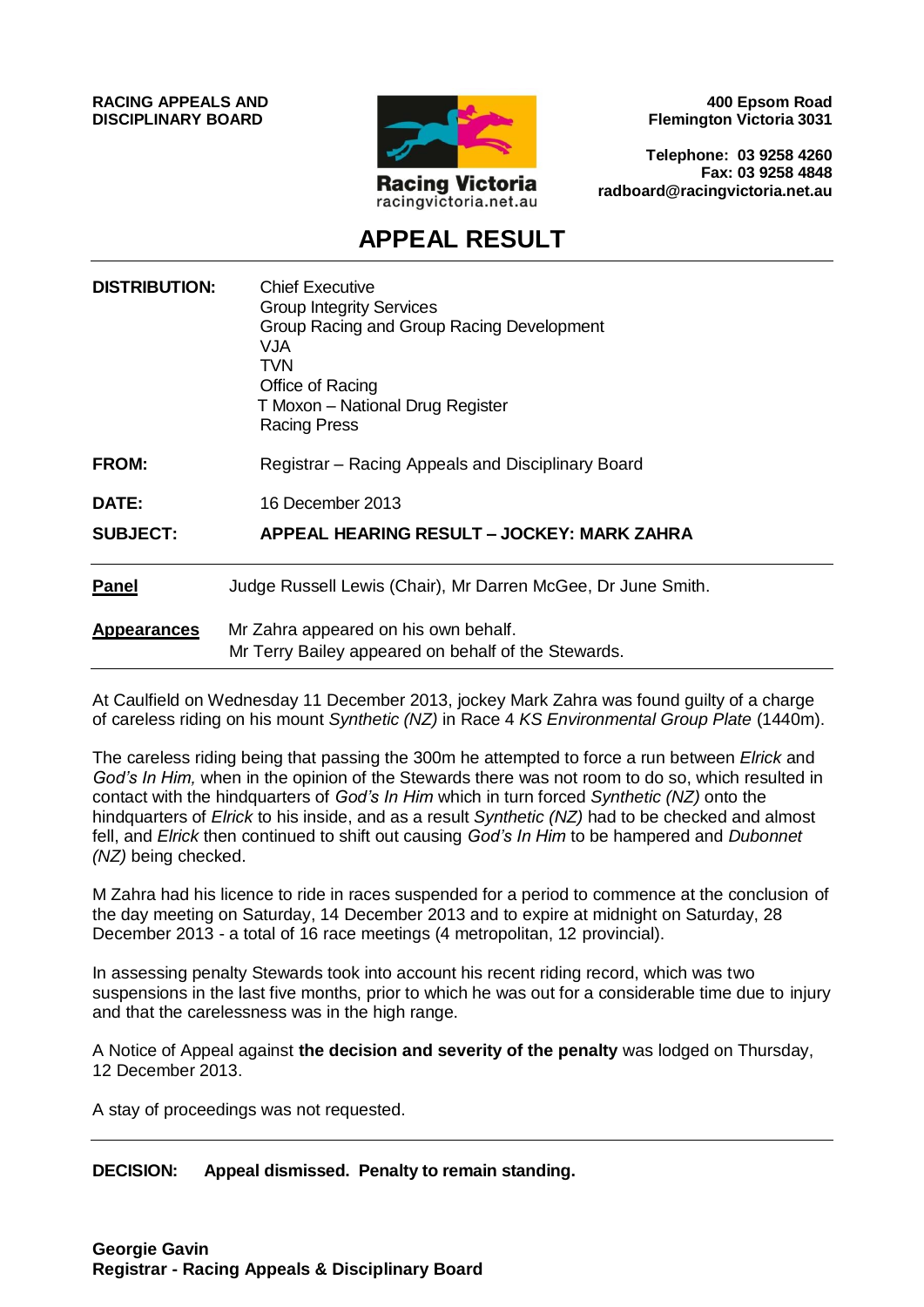**RACING APPEALS AND DISCIPLINARY BOARD**

Racing Victoria
racingvictoria.net.au

**400 Epsom Road**
**Flemington Victoria 3031**

**Telephone: 03 9258 4260**
**Fax: 03 9258 4848**
**radboard@racingvictoria.net.au**

# APPEAL RESULT

| | |
|---|---|
| **DISTRIBUTION:** | Chief Executive<br>Group Integrity Services<br>Group Racing and Group Racing Development<br>VJA<br>TVN<br>Office of Racing<br>T Moxon – National Drug Register<br>Racing Press |
| **FROM:** | Registrar – Racing Appeals and Disciplinary Board |
| **DATE:** | 16 December 2013 |
| **SUBJECT:** | **APPEAL HEARING RESULT – JOCKEY: MARK ZAHRA** |

**Panel** Judge Russell Lewis (Chair), Mr Darren McGee, Dr June Smith.

**Appearances** Mr Zahra appeared on his own behalf.
Mr Terry Bailey appeared on behalf of the Stewards.

At Caulfield on Wednesday 11 December 2013, jockey Mark Zahra was found guilty of a charge of careless riding on his mount *Synthetic (NZ)* in Race 4 *KS Environmental Group Plate* (1440m).

The careless riding being that passing the 300m he attempted to force a run between *Elrick* and *God's In Him,* when in the opinion of the Stewards there was not room to do so, which resulted in contact with the hindquarters of *God's In Him* which in turn forced *Synthetic (NZ)* onto the hindquarters of *Elrick* to his inside, and as a result *Synthetic (NZ)* had to be checked and almost fell, and *Elrick* then continued to shift out causing *God's In Him* to be hampered and *Dubonnet (NZ)* being checked.

M Zahra had his licence to ride in races suspended for a period to commence at the conclusion of the day meeting on Saturday, 14 December 2013 and to expire at midnight on Saturday, 28 December 2013 - a total of 16 race meetings (4 metropolitan, 12 provincial).

In assessing penalty Stewards took into account his recent riding record, which was two suspensions in the last five months, prior to which he was out for a considerable time due to injury and that the carelessness was in the high range.

A Notice of Appeal against **the decision and severity of the penalty** was lodged on Thursday, 12 December 2013.

A stay of proceedings was not requested.

---

**DECISION: Appeal dismissed. Penalty to remain standing.**

**Georgie Gavin**
**Registrar - Racing Appeals & Disciplinary Board**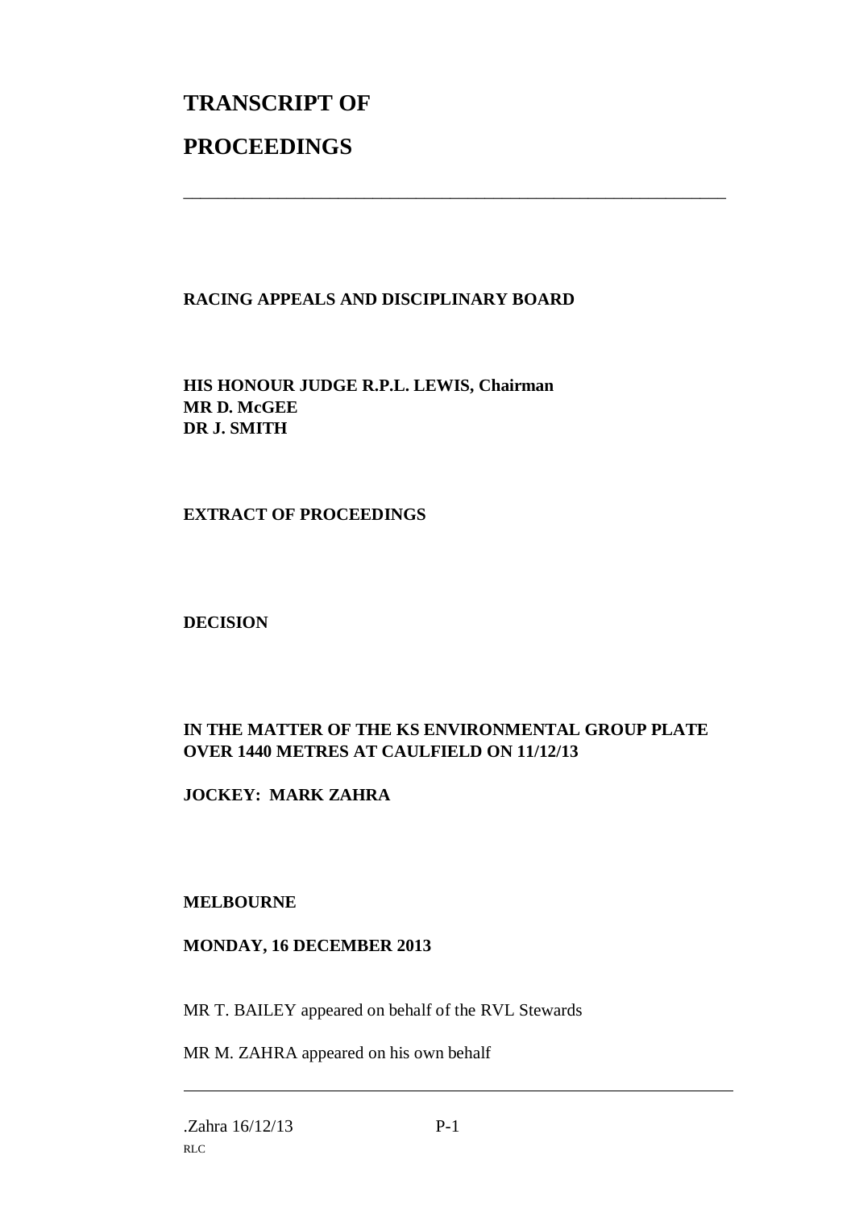# TRANSCRIPT OF

# PROCEEDINGS

---

**RACING APPEALS AND DISCIPLINARY BOARD**

**HIS HONOUR JUDGE R.P.L. LEWIS, Chairman**
**MR D. McGEE**
**DR J. SMITH**

**EXTRACT OF PROCEEDINGS**

**DECISION**

**IN THE MATTER OF THE KS ENVIRONMENTAL GROUP PLATE OVER 1440 METRES AT CAULFIELD ON 11/12/13**

**JOCKEY: MARK ZAHRA**

**MELBOURNE**

**MONDAY, 16 DECEMBER 2013**

MR T. BAILEY appeared on behalf of the RVL Stewards

MR M. ZAHRA appeared on his own behalf

---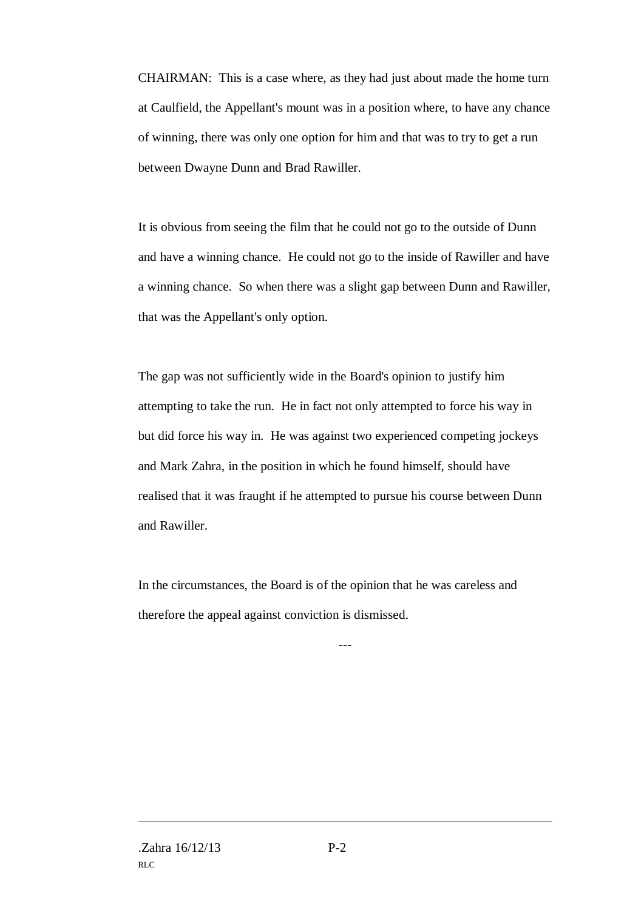CHAIRMAN: This is a case where, as they had just about made the home turn at Caulfield, the Appellant's mount was in a position where, to have any chance of winning, there was only one option for him and that was to try to get a run between Dwayne Dunn and Brad Rawiller.

It is obvious from seeing the film that he could not go to the outside of Dunn and have a winning chance. He could not go to the inside of Rawiller and have a winning chance. So when there was a slight gap between Dunn and Rawiller, that was the Appellant's only option.

The gap was not sufficiently wide in the Board's opinion to justify him attempting to take the run. He in fact not only attempted to force his way in but did force his way in. He was against two experienced competing jockeys and Mark Zahra, in the position in which he found himself, should have realised that it was fraught if he attempted to pursue his course between Dunn and Rawiller.

In the circumstances, the Board is of the opinion that he was careless and therefore the appeal against conviction is dismissed.

---